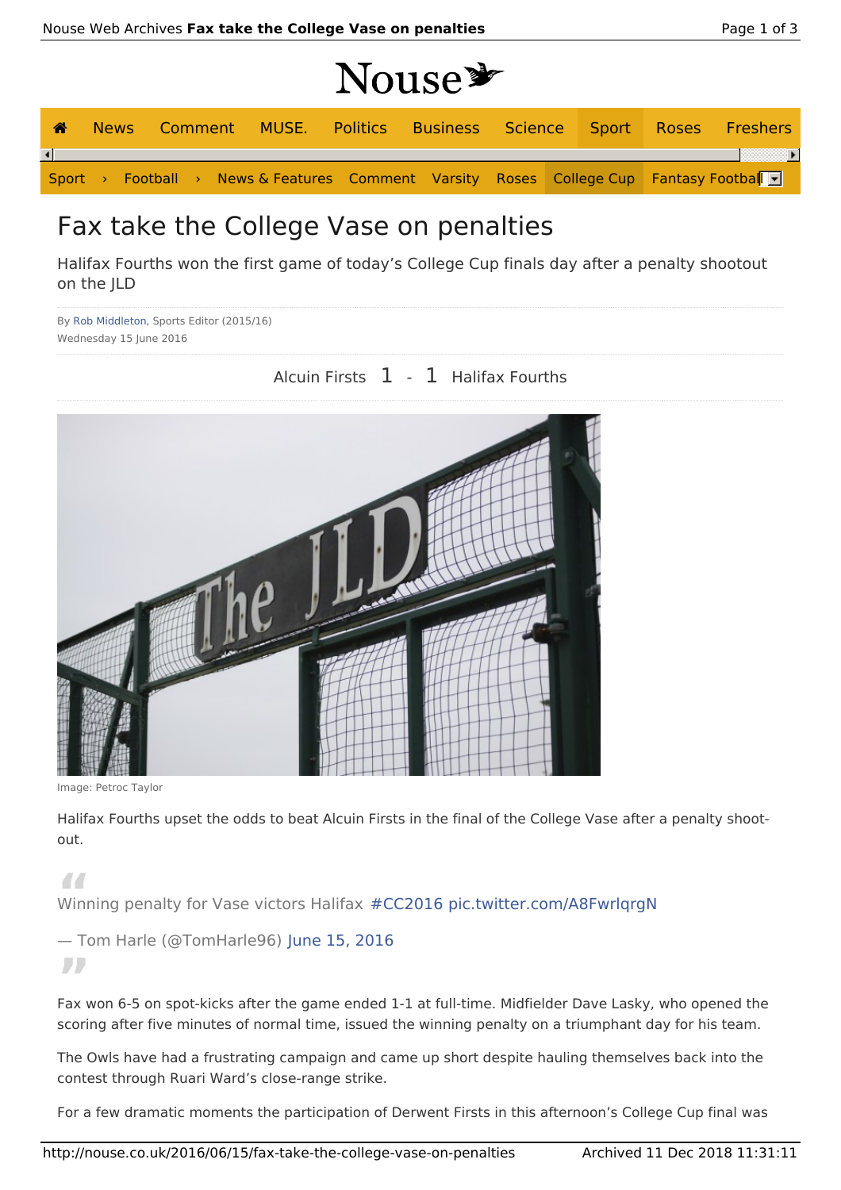# Fax take the College Vase on penalties

Halifax Fourths won the first game of today's College Cup finals day after a penalty shootout on the JLD

By Rob Middleton, Sports Editor (2015/16)
Wednesday 15 June 2016

Alcuin Firsts 1 - 1 Halifax Fourths

Image: Petroc Taylor

Halifax Fourths upset the odds to beat Alcuin Firsts in the final of the College Vase after a penalty shoot-out.

> Winning penalty for Vase victors Halifax #CC2016 pic.twitter.com/A8FwrlqrgN
>
> — Tom Harle (@TomHarle96) June 15, 2016

Fax won 6-5 on spot-kicks after the game ended 1-1 at full-time. Midfielder Dave Lasky, who opened the scoring after five minutes of normal time, issued the winning penalty on a triumphant day for his team.

The Owls have had a frustrating campaign and came up short despite hauling themselves back into the contest through Ruari Ward's close-range strike.

For a few dramatic moments the participation of Derwent Firsts in this afternoon's College Cup final was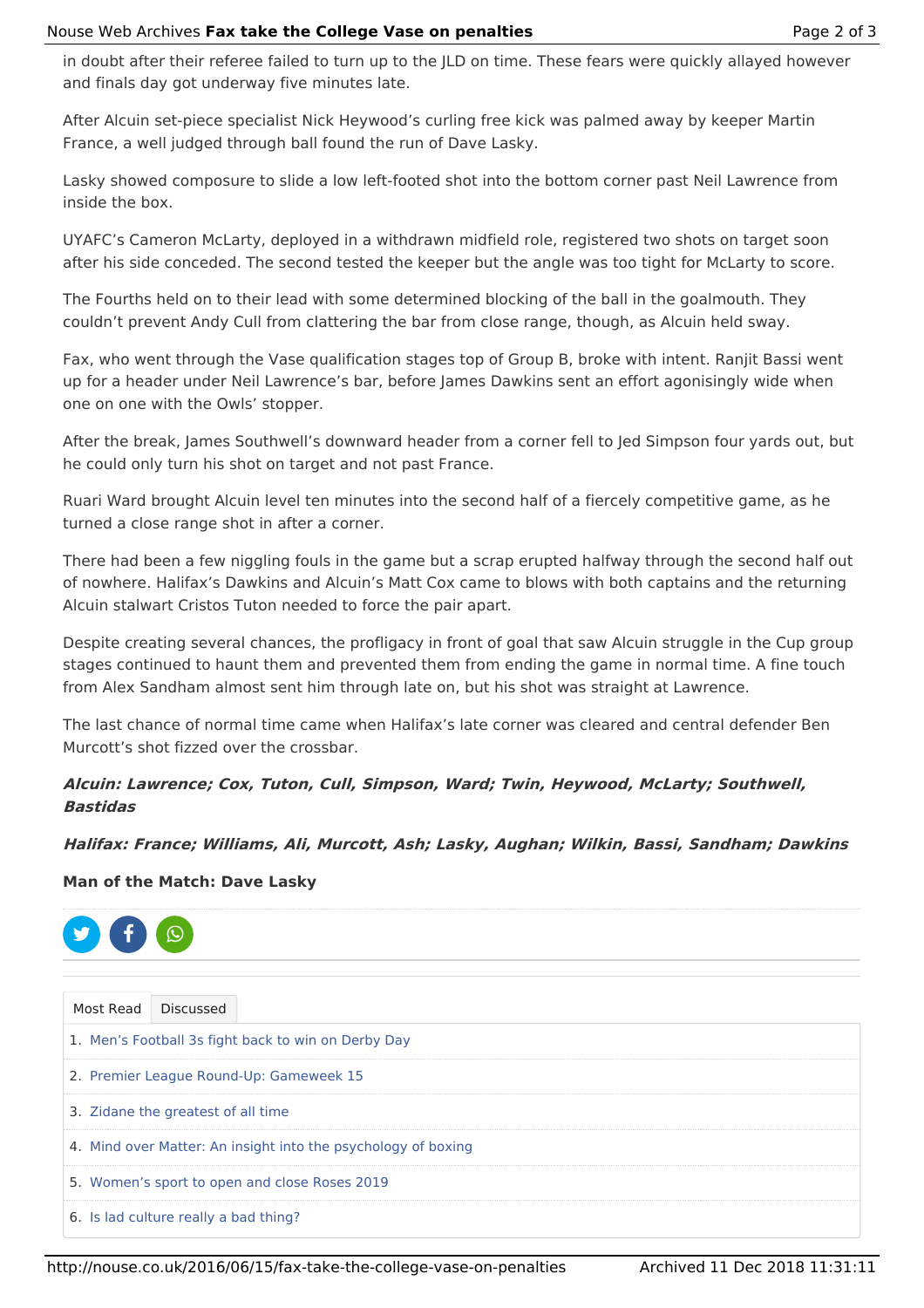in doubt after their referee failed to turn up to the JLD on time. These fears were quickly allayed however and finals day got underway five minutes late.

After Alcuin set-piece specialist Nick Heywood's curling free kick was palmed away by keeper Martin France, a well judged through ball found the run of Dave Lasky.

Lasky showed composure to slide a low left-footed shot into the bottom corner past Neil Lawrence from inside the box.

UYAFC's Cameron McLarty, deployed in a withdrawn midfield role, registered two shots on target soon after his side conceded. The second tested the keeper but the angle was too tight for McLarty to score.

The Fourths held on to their lead with some determined blocking of the ball in the goalmouth. They couldn't prevent Andy Cull from clattering the bar from close range, though, as Alcuin held sway.

Fax, who went through the Vase qualification stages top of Group B, broke with intent. Ranjit Bassi went up for a header under Neil Lawrence's bar, before James Dawkins sent an effort agonisingly wide when one on one with the Owls' stopper.

After the break, James Southwell's downward header from a corner fell to Jed Simpson four yards out, but he could only turn his shot on target and not past France.

Ruari Ward brought Alcuin level ten minutes into the second half of a fiercely competitive game, as he turned a close range shot in after a corner.

There had been a few niggling fouls in the game but a scrap erupted halfway through the second half out of nowhere. Halifax's Dawkins and Alcuin's Matt Cox came to blows with both captains and the returning Alcuin stalwart Cristos Tuton needed to force the pair apart.

Despite creating several chances, the profligacy in front of goal that saw Alcuin struggle in the Cup group stages continued to haunt them and prevented them from ending the game in normal time. A fine touch from Alex Sandham almost sent him through late on, but his shot was straight at Lawrence.

The last chance of normal time came when Halifax's late corner was cleared and central defender Ben Murcott's shot fizzed over the crossbar.

***Alcuin: Lawrence; Cox, Tuton, Cull, Simpson, Ward; Twin, Heywood, McLarty; Southwell, Bastidas***

***Halifax: France; Williams, Ali, Murcott, Ash; Lasky, Aughan; Wilkin, Bassi, Sandham; Dawkins***

**Man of the Match: Dave Lasky**

Most Read | Discussed

1. Men's Football 3s fight back to win on Derby Day
2. Premier League Round-Up: Gameweek 15
3. Zidane the greatest of all time
4. Mind over Matter: An insight into the psychology of boxing
5. Women's sport to open and close Roses 2019
6. Is lad culture really a bad thing?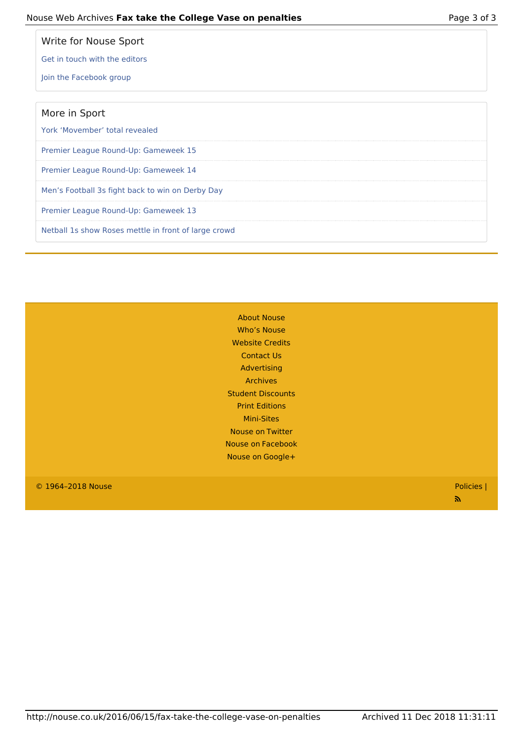## Write for Nouse Sport

Get in touch with the editors

Join the Facebook group

## More in Sport

- York 'Movember' total revealed
- Premier League Round-Up: Gameweek 15
- Premier League Round-Up: Gameweek 14
- Men's Football 3s fight back to win on Derby Day
- Premier League Round-Up: Gameweek 13
- Netball 1s show Roses mettle in front of large crowd

About Nouse
Who's Nouse
Website Credits
Contact Us
Advertising
Archives
Student Discounts
Print Editions
Mini-Sites
Nouse on Twitter
Nouse on Facebook
Nouse on Google+

© 1964–2018 Nouse

Policies |